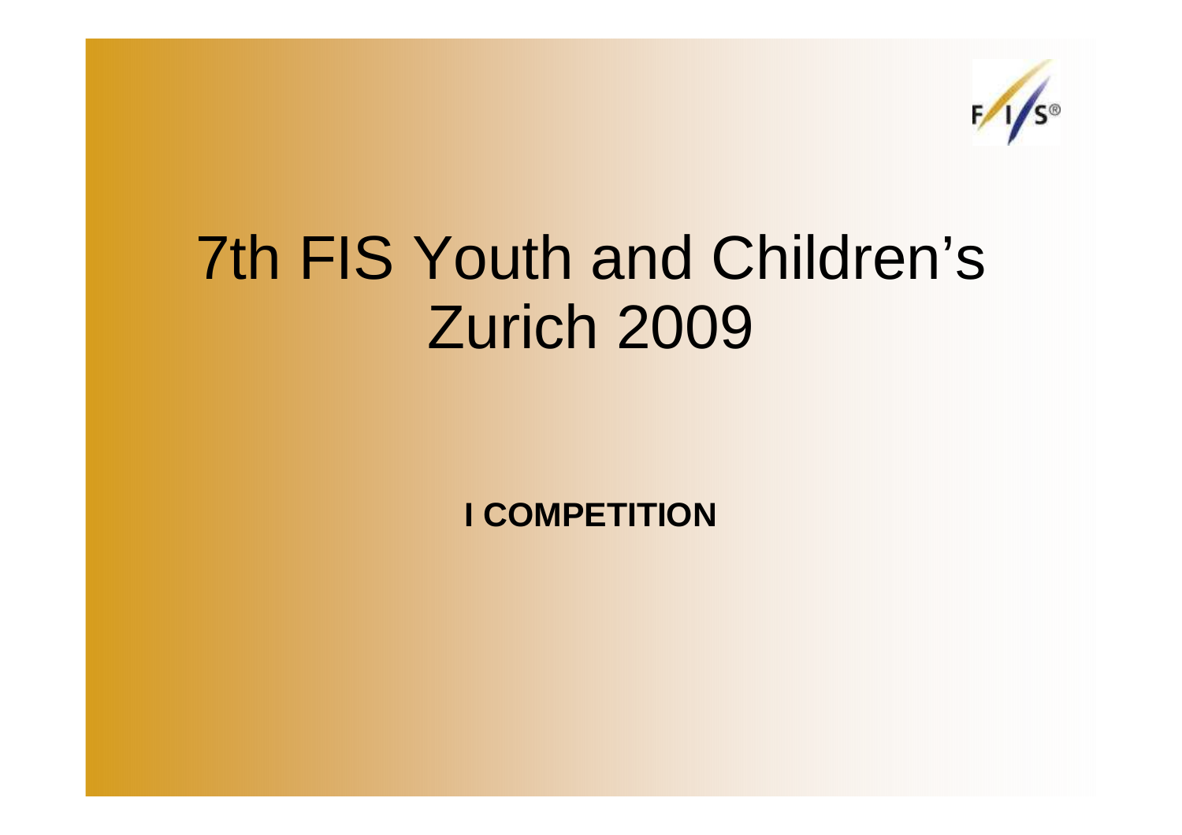# 7th FIS Youth and Children's Zurich 2009

**I COMPETITION**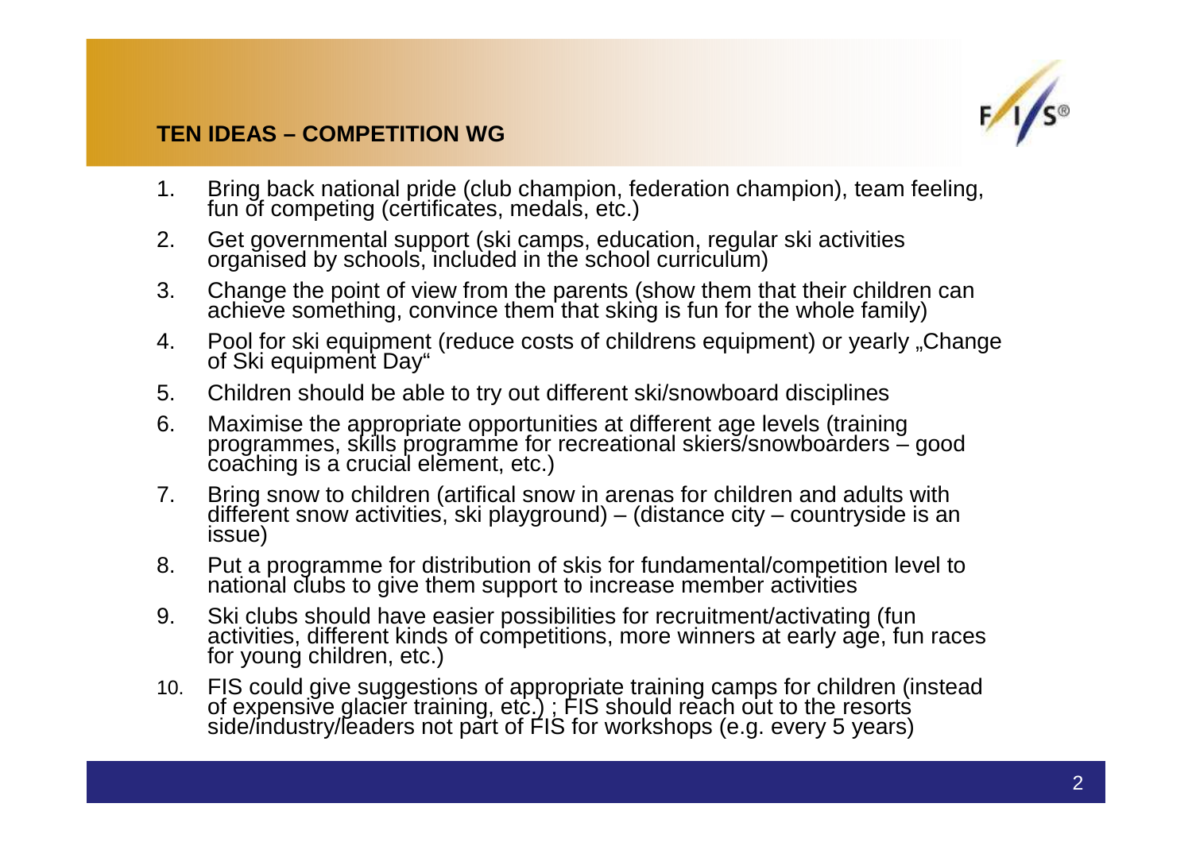## TEN IDEAS – COMPETITION WG

1. Bring back national pride (club champion, federation champion), team feeling, fun of competing (certificates, medals, etc.)
2. Get governmental support (ski camps, education, regular ski activities organised by schools, included in the school curriculum)
3. Change the point of view from the parents (show them that their children can achieve something, convince them that sking is fun for the whole family)
4. Pool for ski equipment (reduce costs of childrens equipment) or yearly „Change of Ski equipment Day"
5. Children should be able to try out different ski/snowboard disciplines
6. Maximise the appropriate opportunities at different age levels (training programmes, skills programme for recreational skiers/snowboarders – good coaching is a crucial element, etc.)
7. Bring snow to children (artifical snow in arenas for children and adults with different snow activities, ski playground) – (distance city – countryside is an issue)
8. Put a programme for distribution of skis for fundamental/competition level to national clubs to give them support to increase member activities
9. Ski clubs should have easier possibilities for recruitment/activating (fun activities, different kinds of competitions, more winners at early age, fun races for young children, etc.)
10. FIS could give suggestions of appropriate training camps for children (instead of expensive glacier training, etc.) ; FIS should reach out to the resorts side/industry/leaders not part of FIS for workshops (e.g. every 5 years)